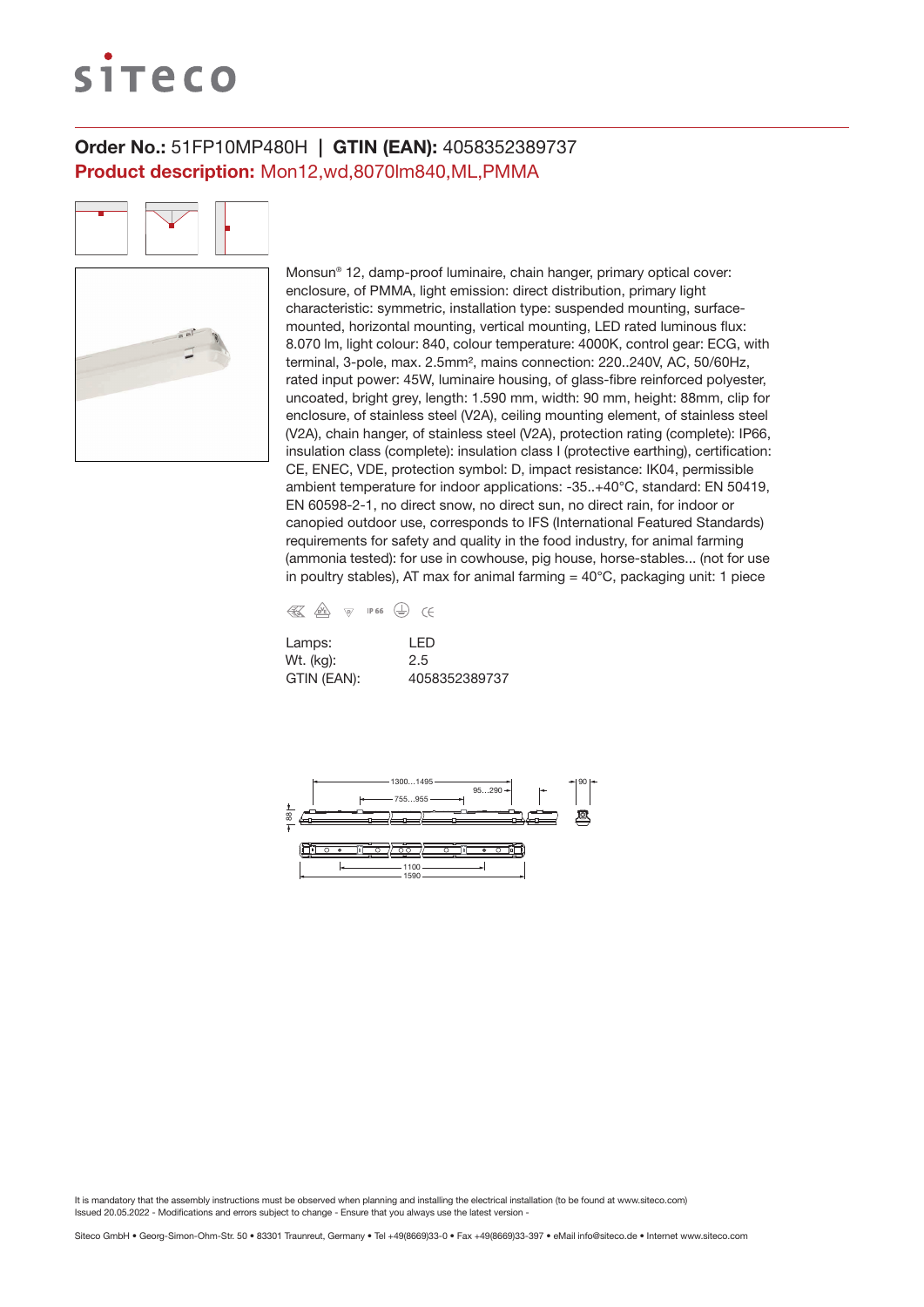**Order No.:** 51FP10MP480H | **GTIN (EAN):** 4058352389737

**Product description:** Mon12,wd,8070lm840,ML,PMMA

Monsun® 12, damp-proof luminaire, chain hanger, primary optical cover: enclosure, of PMMA, light emission: direct distribution, primary light characteristic: symmetric, installation type: suspended mounting, surface-mounted, horizontal mounting, vertical mounting, LED rated luminous flux: 8.070 lm, light colour: 840, colour temperature: 4000K, control gear: ECG, with terminal, 3-pole, max. 2.5mm², mains connection: 220..240V, AC, 50/60Hz, rated input power: 45W, luminaire housing, of glass-fibre reinforced polyester, uncoated, bright grey, length: 1.590 mm, width: 90 mm, height: 88mm, clip for enclosure, of stainless steel (V2A), ceiling mounting element, of stainless steel (V2A), chain hanger, of stainless steel (V2A), protection rating (complete): IP66, insulation class (complete): insulation class I (protective earthing), certification: CE, ENEC, VDE, protection symbol: D, impact resistance: IK04, permissible ambient temperature for indoor applications: -35..+40°C, standard: EN 50419, EN 60598-2-1, no direct snow, no direct sun, no direct rain, for indoor or canopied outdoor use, corresponds to IFS (International Featured Standards) requirements for safety and quality in the food industry, for animal farming (ammonia tested): for use in cowhouse, pig house, horse-stables... (not for use in poultry stables), AT max for animal farming = 40°C, packaging unit: 1 piece

| | |
|---|---|
| Lamps: | LED |
| Wt. (kg): | 2.5 |
| GTIN (EAN): | 4058352389737 |

It is mandatory that the assembly instructions must be observed when planning and installing the electrical installation (to be found at www.siteco.com)
Issued 20.05.2022 - Modifications and errors subject to change - Ensure that you always use the latest version -

Siteco GmbH • Georg-Simon-Ohm-Str. 50 • 83301 Traunreut, Germany • Tel +49(8669)33-0 • Fax +49(8669)33-397 • eMail info@siteco.de • Internet www.siteco.com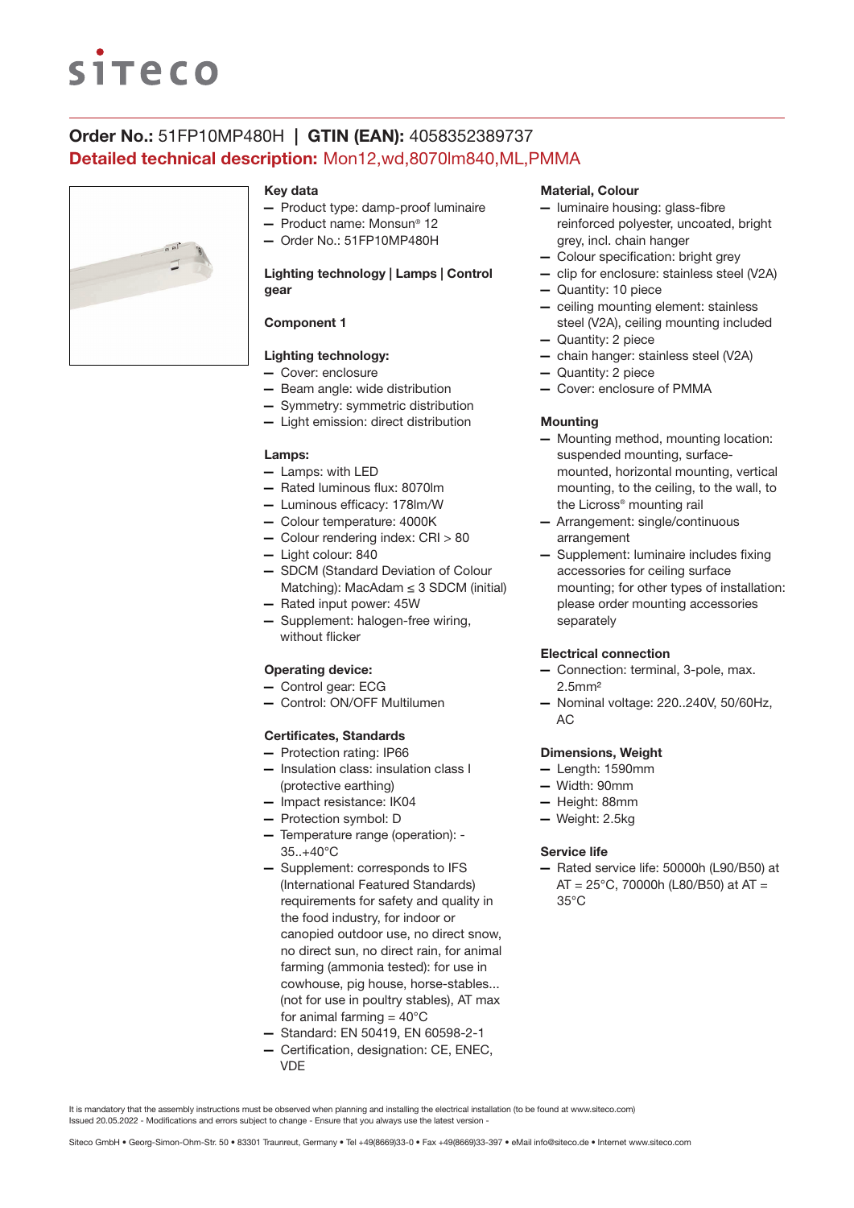**Order No.:** 51FP10MP480H | **GTIN (EAN):** 4058352389737

**Detailed technical description:** Mon12,wd,8070lm840,ML,PMMA

### Key data

- Product type: damp-proof luminaire
- Product name: Monsun® 12
- Order No.: 51FP10MP480H

### Lighting technology | Lamps | Control gear

#### Component 1

#### Lighting technology:

- Cover: enclosure
- Beam angle: wide distribution
- Symmetry: symmetric distribution
- Light emission: direct distribution

#### Lamps:

- Lamps: with LED
- Rated luminous flux: 8070lm
- Luminous efficacy: 178lm/W
- Colour temperature: 4000K
- Colour rendering index: CRI > 80
- Light colour: 840
- SDCM (Standard Deviation of Colour Matching): MacAdam ≤ 3 SDCM (initial)
- Rated input power: 45W
- Supplement: halogen-free wiring, without flicker

#### Operating device:

- Control gear: ECG
- Control: ON/OFF Multilumen

### Certificates, Standards

- Protection rating: IP66
- Insulation class: insulation class I (protective earthing)
- Impact resistance: IK04
- Protection symbol: D
- Temperature range (operation): -35..+40°C
- Supplement: corresponds to IFS (International Featured Standards) requirements for safety and quality in the food industry, for indoor or canopied outdoor use, no direct snow, no direct sun, no direct rain, for animal farming (ammonia tested): for use in cowhouse, pig house, horse-stables... (not for use in poultry stables), AT max for animal farming = 40°C
- Standard: EN 50419, EN 60598-2-1
- Certification, designation: CE, ENEC, VDE

### Material, Colour

- luminaire housing: glass-fibre reinforced polyester, uncoated, bright grey, incl. chain hanger
- Colour specification: bright grey
- clip for enclosure: stainless steel (V2A)
- Quantity: 10 piece
- ceiling mounting element: stainless steel (V2A), ceiling mounting included
- Quantity: 2 piece
- chain hanger: stainless steel (V2A)
- Quantity: 2 piece
- Cover: enclosure of PMMA

### Mounting

- Mounting method, mounting location: suspended mounting, surface-mounted, horizontal mounting, vertical mounting, to the ceiling, to the wall, to the Licross® mounting rail
- Arrangement: single/continuous arrangement
- Supplement: luminaire includes fixing accessories for ceiling surface mounting; for other types of installation: please order mounting accessories separately

### Electrical connection

- Connection: terminal, 3-pole, max. 2.5mm²
- Nominal voltage: 220..240V, 50/60Hz, AC

### Dimensions, Weight

- Length: 1590mm
- Width: 90mm
- Height: 88mm
- Weight: 2.5kg

### Service life

- Rated service life: 50000h (L90/B50) at AT = 25°C, 70000h (L80/B50) at AT = 35°C

It is mandatory that the assembly instructions must be observed when planning and installing the electrical installation (to be found at www.siteco.com)
Issued 20.05.2022 - Modifications and errors subject to change - Ensure that you always use the latest version -

Siteco GmbH • Georg-Simon-Ohm-Str. 50 • 83301 Traunreut, Germany • Tel +49(8669)33-0 • Fax +49(8669)33-397 • eMail info@siteco.de • Internet www.siteco.com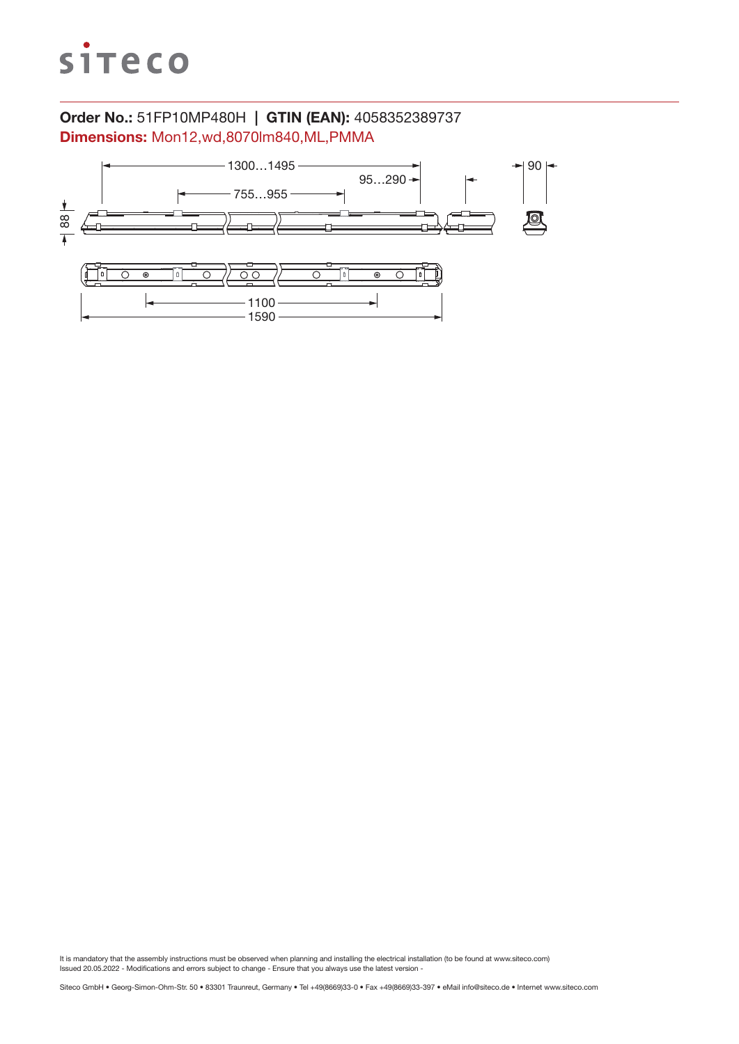**Order No.:** 51FP10MP480H | **GTIN (EAN):** 4058352389737

**Dimensions:** Mon12,wd,8070lm840,ML,PMMA

1300…1495

95…290

755…955

90

88

1100

1590

It is mandatory that the assembly instructions must be observed when planning and installing the electrical installation (to be found at www.siteco.com)
Issued 20.05.2022 - Modifications and errors subject to change - Ensure that you always use the latest version -

Siteco GmbH • Georg-Simon-Ohm-Str. 50 • 83301 Traunreut, Germany • Tel +49(8669)33-0 • Fax +49(8669)33-397 • eMail info@siteco.de • Internet www.siteco.com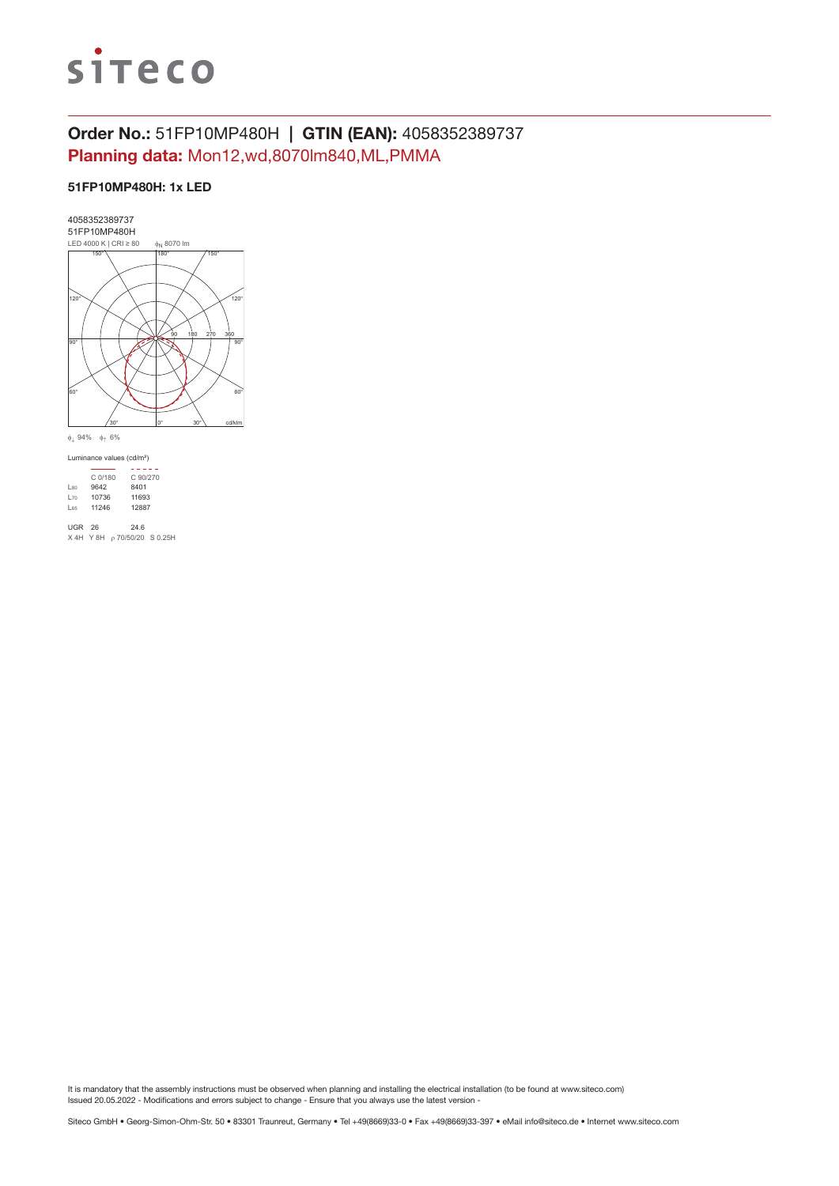siteco

## **Order No.:** 51FP10MP480H | **GTIN (EAN):** 4058352389737

## **Planning data:** Mon12,wd,8070lm840,ML,PMMA

### 51FP10MP480H: 1x LED

4058352389737
51FP10MP480H
LED 4000 K | CRI ≥ 80 $\phi_N$ 8070 lm

150° 180° 150°
120° 120°
90 180 270 360
90° 90°
60° 60°
30° 0° 30° cd/klm

$\phi_\downarrow$ 94% $\phi_\uparrow$ 6%

Luminance values (cd/m²)

| | C 0/180 | C 90/270 |
|---|---|---|
| $L_{80}$ | 9642 | 8401 |
| $L_{70}$ | 10736 | 11693 |
| $L_{65}$ | 11246 | 12887 |

UGR 26 24.6
X 4H Y 8H ρ 70/50/20 S 0.25H

It is mandatory that the assembly instructions must be observed when planning and installing the electrical installation (to be found at www.siteco.com)
Issued 20.05.2022 - Modifications and errors subject to change - Ensure that you always use the latest version -

Siteco GmbH • Georg-Simon-Ohm-Str. 50 • 83301 Traunreut, Germany • Tel +49(8669)33-0 • Fax +49(8669)33-397 • eMail info@siteco.de • Internet www.siteco.com